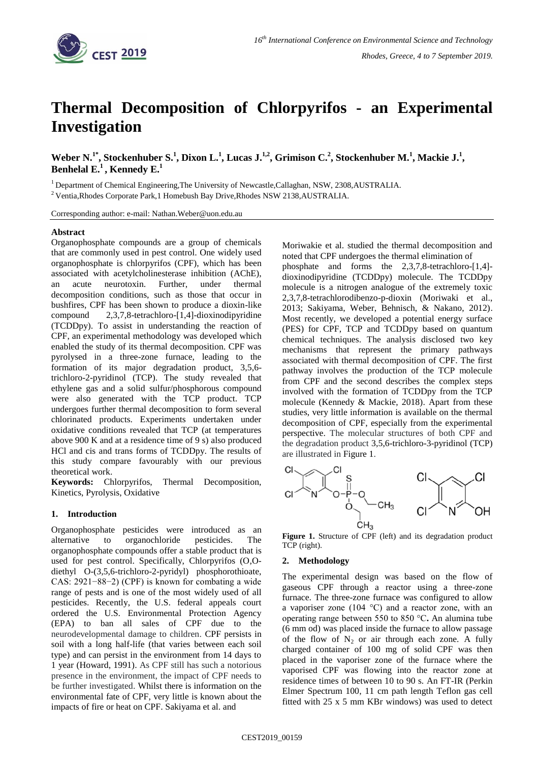# Thermal Decomposition of Chlorpyrifos - an Experimental Investigation

**Weber N.[1*], Stockenhuber S.[1], Dixon L.[1], Lucas J.[1,2], Grimison C.[2], Stockenhuber M.[1], Mackie J.[1], Benhelal E.[1], Kennedy E.[1]**

[1] Department of Chemical Engineering,The University of Newcastle,Callaghan, NSW, 2308,AUSTRALIA.

[2] Ventia,Rhodes Corporate Park,1 Homebush Bay Drive,Rhodes NSW 2138,AUSTRALIA.

Corresponding author: e-mail: Nathan.Weber@uon.edu.au

## Abstract

Organophosphate compounds are a group of chemicals that are commonly used in pest control. One widely used organophosphate is chlorpyrifos (CPF), which has been associated with acetylcholinesterase inhibition (AChE), an acute neurotoxin. Further, under thermal decomposition conditions, such as those that occur in bushfires, CPF has been shown to produce a dioxin-like compound 2,3,7,8-tetrachloro-[1,4]-dioxinodipyridine (TCDDpy). To assist in understanding the reaction of CPF, an experimental methodology was developed which enabled the study of its thermal decomposition. CPF was pyrolysed in a three-zone furnace, leading to the formation of its major degradation product, 3,5,6-trichloro-2-pyridinol (TCP). The study revealed that ethylene gas and a solid sulfur/phosphorous compound were also generated with the TCP product. TCP undergoes further thermal decomposition to form several chlorinated products. Experiments undertaken under oxidative conditions revealed that TCP (at temperatures above 900 K and at a residence time of 9 s) also produced HCl and cis and trans forms of TCDDpy. The results of this study compare favourably with our previous theoretical work.

**Keywords:** Chlorpyrifos, Thermal Decomposition, Kinetics, Pyrolysis, Oxidative

## 1. Introduction

Organophosphate pesticides were introduced as an alternative to organochloride pesticides. The organophosphate compounds offer a stable product that is used for pest control. Specifically, Chlorpyrifos (O,O-diethyl O-(3,5,6-trichloro-2-pyridyl) phosphorothioate, CAS: 2921−88−2) (CPF) is known for combating a wide range of pests and is one of the most widely used of all pesticides. Recently, the U.S. federal appeals court ordered the U.S. Environmental Protection Agency (EPA) to ban all sales of CPF due to the neurodevelopmental damage to children. CPF persists in soil with a long half-life (that varies between each soil type) and can persist in the environment from 14 days to 1 year (Howard, 1991). As CPF still has such a notorious presence in the environment, the impact of CPF needs to be further investigated. Whilst there is information on the environmental fate of CPF, very little is known about the impacts of fire or heat on CPF. Sakiyama et al. and Moriwakie et al. studied the thermal decomposition and noted that CPF undergoes the thermal elimination of phosphate and forms the 2,3,7,8-tetrachloro-[1,4]-dioxinodipyridine (TCDDpy) molecule. The TCDDpy molecule is a nitrogen analogue of the extremely toxic 2,3,7,8-tetrachlorodibenzo-p-dioxin (Moriwaki et al., 2013; Sakiyama, Weber, Behnisch, & Nakano, 2012). Most recently, we developed a potential energy surface (PES) for CPF, TCP and TCDDpy based on quantum chemical techniques. The analysis disclosed two key mechanisms that represent the primary pathways associated with thermal decomposition of CPF. The first pathway involves the production of the TCP molecule from CPF and the second describes the complex steps involved with the formation of TCDDpy from the TCP molecule (Kennedy & Mackie, 2018). Apart from these studies, very little information is available on the thermal decomposition of CPF, especially from the experimental perspective. The molecular structures of both CPF and the degradation product 3,5,6-trichloro-3-pyridinol (TCP) are illustrated in Figure 1.

**Figure 1.** Structure of CPF (left) and its degradation product TCP (right).

## 2. Methodology

The experimental design was based on the flow of gaseous CPF through a reactor using a three-zone furnace. The three-zone furnace was configured to allow a vaporiser zone (104 °C) and a reactor zone, with an operating range between 550 to 850 °C. An alumina tube (6 mm od) was placed inside the furnace to allow passage of the flow of $N_2$ or air through each zone. A fully charged container of 100 mg of solid CPF was then placed in the vaporiser zone of the furnace where the vaporised CPF was flowing into the reactor zone at residence times of between 10 to 90 s. An FT-IR (Perkin Elmer Spectrum 100, 11 cm path length Teflon gas cell fitted with 25 x 5 mm KBr windows) was used to detect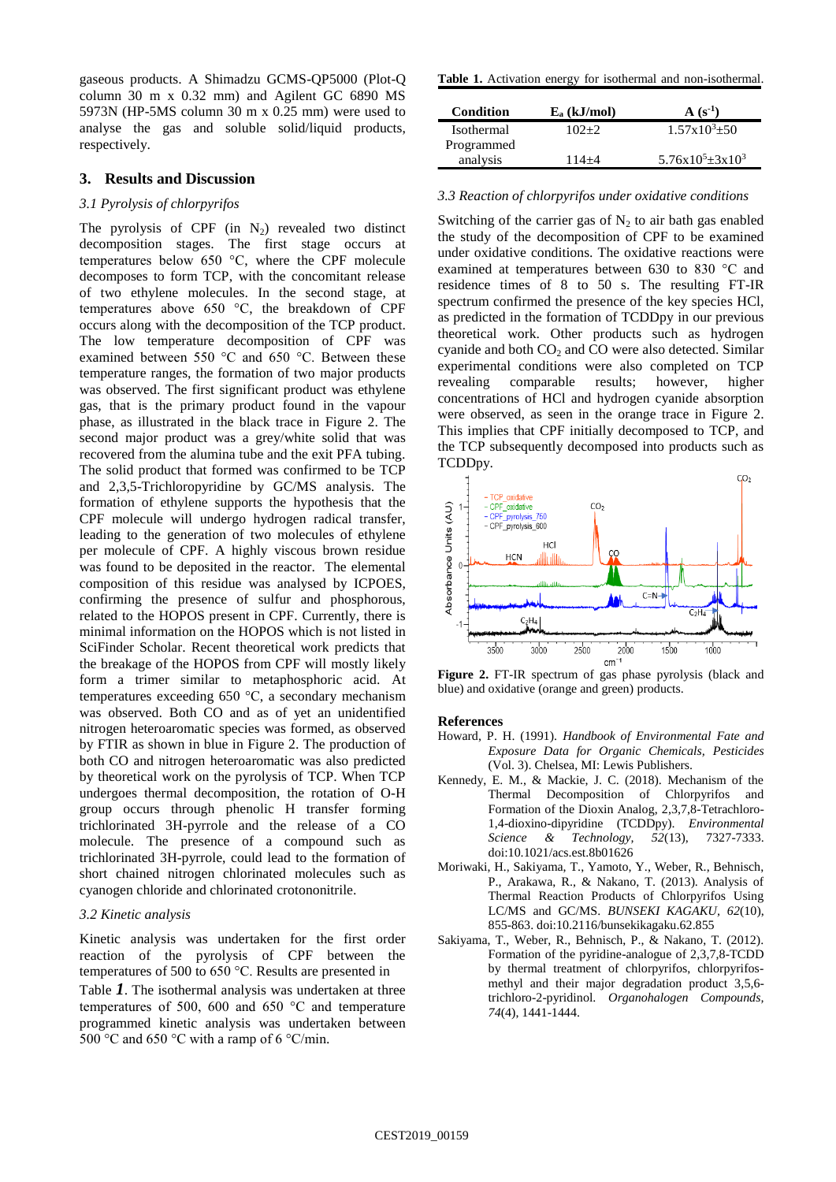gaseous products. A Shimadzu GCMS-QP5000 (Plot-Q column 30 m x 0.32 mm) and Agilent GC 6890 MS 5973N (HP-5MS column 30 m x 0.25 mm) were used to analyse the gas and soluble solid/liquid products, respectively.

## 3. Results and Discussion

### *3.1 Pyrolysis of chlorpyrifos*

The pyrolysis of CPF (in $N_2$) revealed two distinct decomposition stages. The first stage occurs at temperatures below 650 °C, where the CPF molecule decomposes to form TCP, with the concomitant release of two ethylene molecules. In the second stage, at temperatures above 650 °C, the breakdown of CPF occurs along with the decomposition of the TCP product. The low temperature decomposition of CPF was examined between 550 °C and 650 °C. Between these temperature ranges, the formation of two major products was observed. The first significant product was ethylene gas, that is the primary product found in the vapour phase, as illustrated in the black trace in Figure 2. The second major product was a grey/white solid that was recovered from the alumina tube and the exit PFA tubing. The solid product that formed was confirmed to be TCP and 2,3,5-Trichloropyridine by GC/MS analysis. The formation of ethylene supports the hypothesis that the CPF molecule will undergo hydrogen radical transfer, leading to the generation of two molecules of ethylene per molecule of CPF. A highly viscous brown residue was found to be deposited in the reactor. The elemental composition of this residue was analysed by ICPOES, confirming the presence of sulfur and phosphorus, related to the HOPOS present in CPF. Currently, there is minimal information on the HOPOS which is not listed in SciFinder Scholar. Recent theoretical work predicts that the breakage of the HOPOS from CPF will mostly likely form a trimer similar to metaphosphoric acid. At temperatures exceeding 650 °C, a secondary mechanism was observed. Both CO and as of yet an unidentified nitrogen heteroaromatic species was formed, as observed by FTIR as shown in blue in Figure 2. The production of both CO and nitrogen heteroaromatic was also predicted by theoretical work on the pyrolysis of TCP. When TCP undergoes thermal decomposition, the rotation of O-H group occurs through phenolic H transfer forming trichlorinated 3H-pyrrole and the release of a CO molecule. The presence of a compound such as trichlorinated 3H-pyrrole, could lead to the formation of short chained nitrogen chlorinated molecules such as cyanogen chloride and chlorinated crotononitrile.

### *3.2 Kinetic analysis*

Kinetic analysis was undertaken for the first order reaction of the pyrolysis of CPF between the temperatures of 500 to 650 °C. Results are presented in Table ***1***. The isothermal analysis was undertaken at three temperatures of 500, 600 and 650 °C and temperature programmed kinetic analysis was undertaken between 500 °C and 650 °C with a ramp of 6 °C/min.

**Table 1.** Activation energy for isothermal and non-isothermal.

| Condition | $E_a$ (kJ/mol) | A ($s^{-1}$) |
|---|---|---|
| Isothermal | 102±2 | $1.57 \times 10^3 \pm 50$ |
| Programmed analysis | 114±4 | $5.76 \times 10^5 \pm 3 \times 10^3$ |

### *3.3 Reaction of chlorpyrifos under oxidative conditions*

Switching of the carrier gas of $N_2$ to air bath gas enabled the study of the decomposition of CPF to be examined under oxidative conditions. The oxidative reactions were examined at temperatures between 630 to 830 °C and residence times of 8 to 50 s. The resulting FT-IR spectrum confirmed the presence of the key species HCl, as predicted in the formation of TCDDpy in our previous theoretical work. Other products such as hydrogen cyanide and both $CO_2$ and CO were also detected. Similar experimental conditions were also completed on TCP revealing comparable results; however, higher concentrations of HCl and hydrogen cyanide absorption were observed, as seen in the orange trace in Figure 2. This implies that CPF initially decomposed to TCP, and the TCP subsequently decomposed into products such as TCDDpy.

TCP_oxidative
CPF_oxidative
CPF_pyrolysis_750
CPF_pyrolysis_600
Absorbance Units (AU)
cm⁻¹
HCN, HCl, $CO_2$, CO, $CO_2$, C=N, $C_2H_4$, $C_2H_4$
3500, 3000, 2500, 2000, 1500, 1000
1, 0, -1

**Figure 2.** FT-IR spectrum of gas phase pyrolysis (black and blue) and oxidative (orange and green) products.

## References

Howard, P. H. (1991). *Handbook of Environmental Fate and Exposure Data for Organic Chemicals, Pesticides* (Vol. 3). Chelsea, MI: Lewis Publishers.

Kennedy, E. M., & Mackie, J. C. (2018). Mechanism of the Thermal Decomposition of Chlorpyrifos and Formation of the Dioxin Analog, 2,3,7,8-Tetrachloro-1,4-dioxino-dipyridine (TCDDpy). *Environmental Science & Technology, 52*(13), 7327-7333. doi:10.1021/acs.est.8b01626

Moriwaki, H., Sakiyama, T., Yamoto, Y., Weber, R., Behnisch, P., Arakawa, R., & Nakano, T. (2013). Analysis of Thermal Reaction Products of Chlorpyrifos Using LC/MS and GC/MS. *BUNSEKI KAGAKU, 62*(10), 855-863. doi:10.2116/bunsekikagaku.62.855

Sakiyama, T., Weber, R., Behnisch, P., & Nakano, T. (2012). Formation of the pyridine-analogue of 2,3,7,8-TCDD by thermal treatment of chlorpyrifos, chlorpyrifos-methyl and their major degradation product 3,5,6-trichloro-2-pyridinol. *Organohalogen Compounds, 74*(4), 1441-1444.